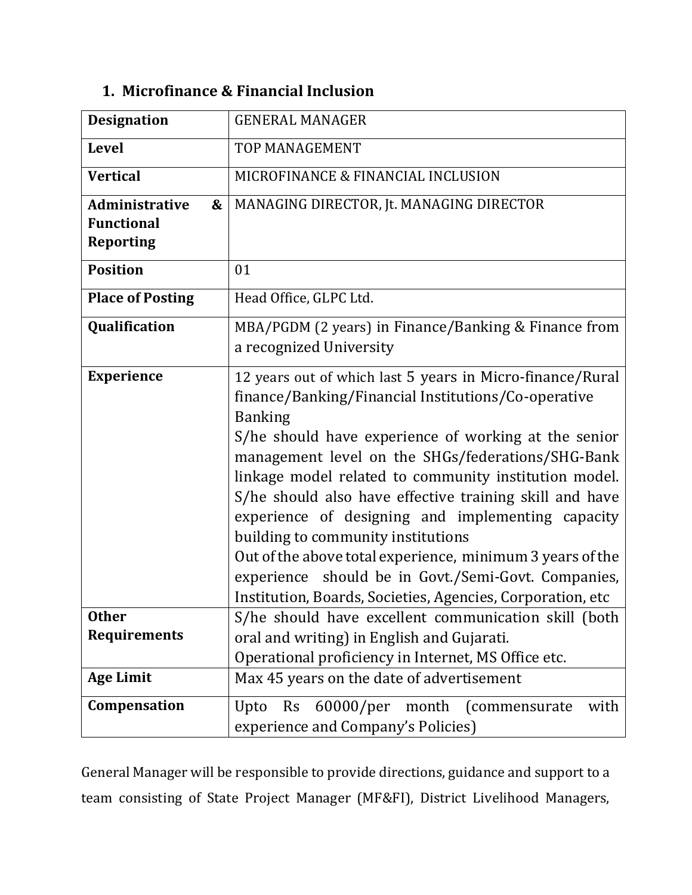## 1. Microfinance & Financial Inclusion

| | |
|---|---|
| **Designation** | GENERAL MANAGER |
| **Level** | TOP MANAGEMENT |
| **Vertical** | MICROFINANCE & FINANCIAL INCLUSION |
| **Administrative & Functional Reporting** | MANAGING DIRECTOR, Jt. MANAGING DIRECTOR |
| **Position** | 01 |
| **Place of Posting** | Head Office, GLPC Ltd. |
| **Qualification** | MBA/PGDM (2 years) in Finance/Banking & Finance from a recognized University |
| **Experience** | 12 years out of which last 5 years in Micro-finance/Rural finance/Banking/Financial Institutions/Co-operative Banking<br>S/he should have experience of working at the senior management level on the SHGs/federations/SHG-Bank linkage model related to community institution model. S/he should also have effective training skill and have experience of designing and implementing capacity building to community institutions<br>Out of the above total experience, minimum 3 years of the experience should be in Govt./Semi-Govt. Companies, Institution, Boards, Societies, Agencies, Corporation, etc |
| **Other Requirements** | S/he should have excellent communication skill (both oral and writing) in English and Gujarati.<br>Operational proficiency in Internet, MS Office etc. |
| **Age Limit** | Max 45 years on the date of advertisement |
| **Compensation** | Upto Rs 60000/per month (commensurate with experience and Company's Policies) |

General Manager will be responsible to provide directions, guidance and support to a team consisting of State Project Manager (MF&FI), District Livelihood Managers,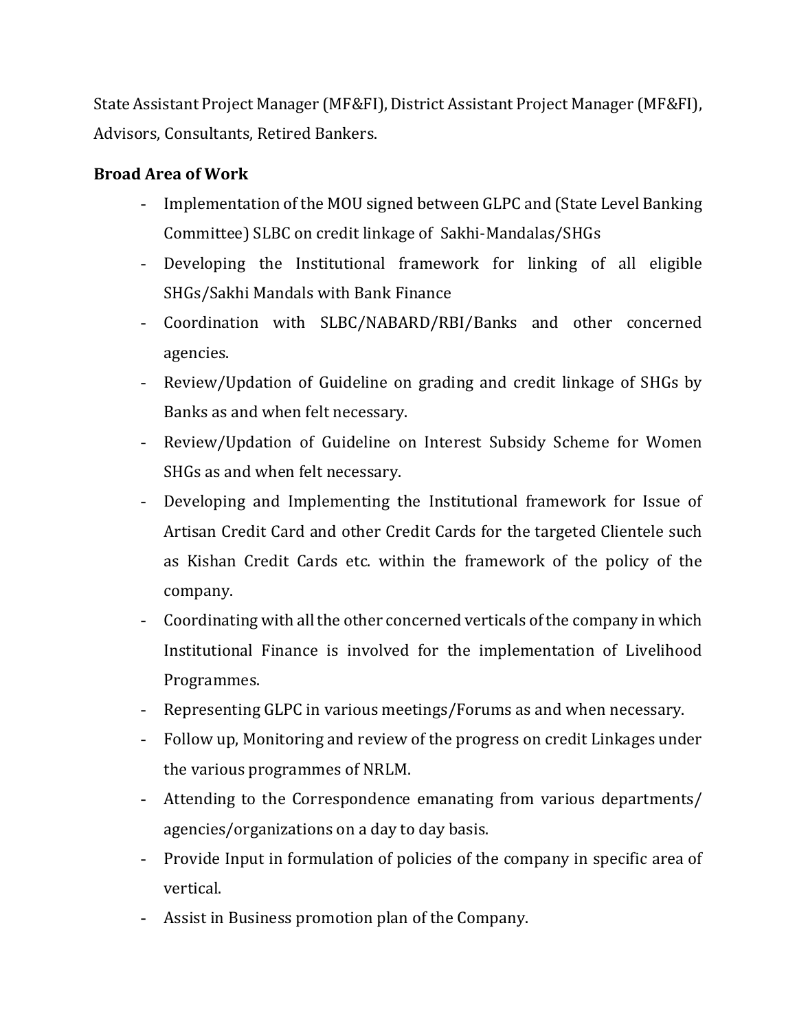State Assistant Project Manager (MF&FI), District Assistant Project Manager (MF&FI), Advisors, Consultants, Retired Bankers.

**Broad Area of Work**

- Implementation of the MOU signed between GLPC and (State Level Banking Committee) SLBC on credit linkage of Sakhi-Mandalas/SHGs
- Developing the Institutional framework for linking of all eligible SHGs/Sakhi Mandals with Bank Finance
- Coordination with SLBC/NABARD/RBI/Banks and other concerned agencies.
- Review/Updation of Guideline on grading and credit linkage of SHGs by Banks as and when felt necessary.
- Review/Updation of Guideline on Interest Subsidy Scheme for Women SHGs as and when felt necessary.
- Developing and Implementing the Institutional framework for Issue of Artisan Credit Card and other Credit Cards for the targeted Clientele such as Kishan Credit Cards etc. within the framework of the policy of the company.
- Coordinating with all the other concerned verticals of the company in which Institutional Finance is involved for the implementation of Livelihood Programmes.
- Representing GLPC in various meetings/Forums as and when necessary.
- Follow up, Monitoring and review of the progress on credit Linkages under the various programmes of NRLM.
- Attending to the Correspondence emanating from various departments/ agencies/organizations on a day to day basis.
- Provide Input in formulation of policies of the company in specific area of vertical.
- Assist in Business promotion plan of the Company.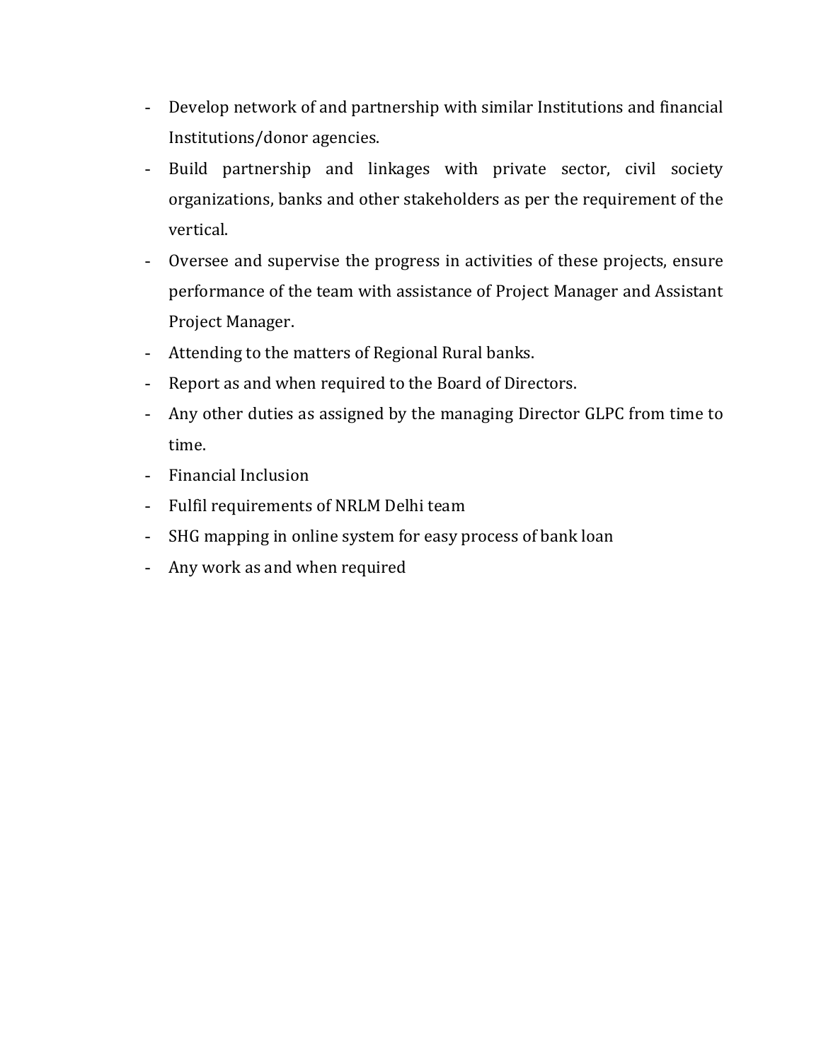- Develop network of and partnership with similar Institutions and financial Institutions/donor agencies.
- Build partnership and linkages with private sector, civil society organizations, banks and other stakeholders as per the requirement of the vertical.
- Oversee and supervise the progress in activities of these projects, ensure performance of the team with assistance of Project Manager and Assistant Project Manager.
- Attending to the matters of Regional Rural banks.
- Report as and when required to the Board of Directors.
- Any other duties as assigned by the managing Director GLPC from time to time.
- Financial Inclusion
- Fulfil requirements of NRLM Delhi team
- SHG mapping in online system for easy process of bank loan
- Any work as and when required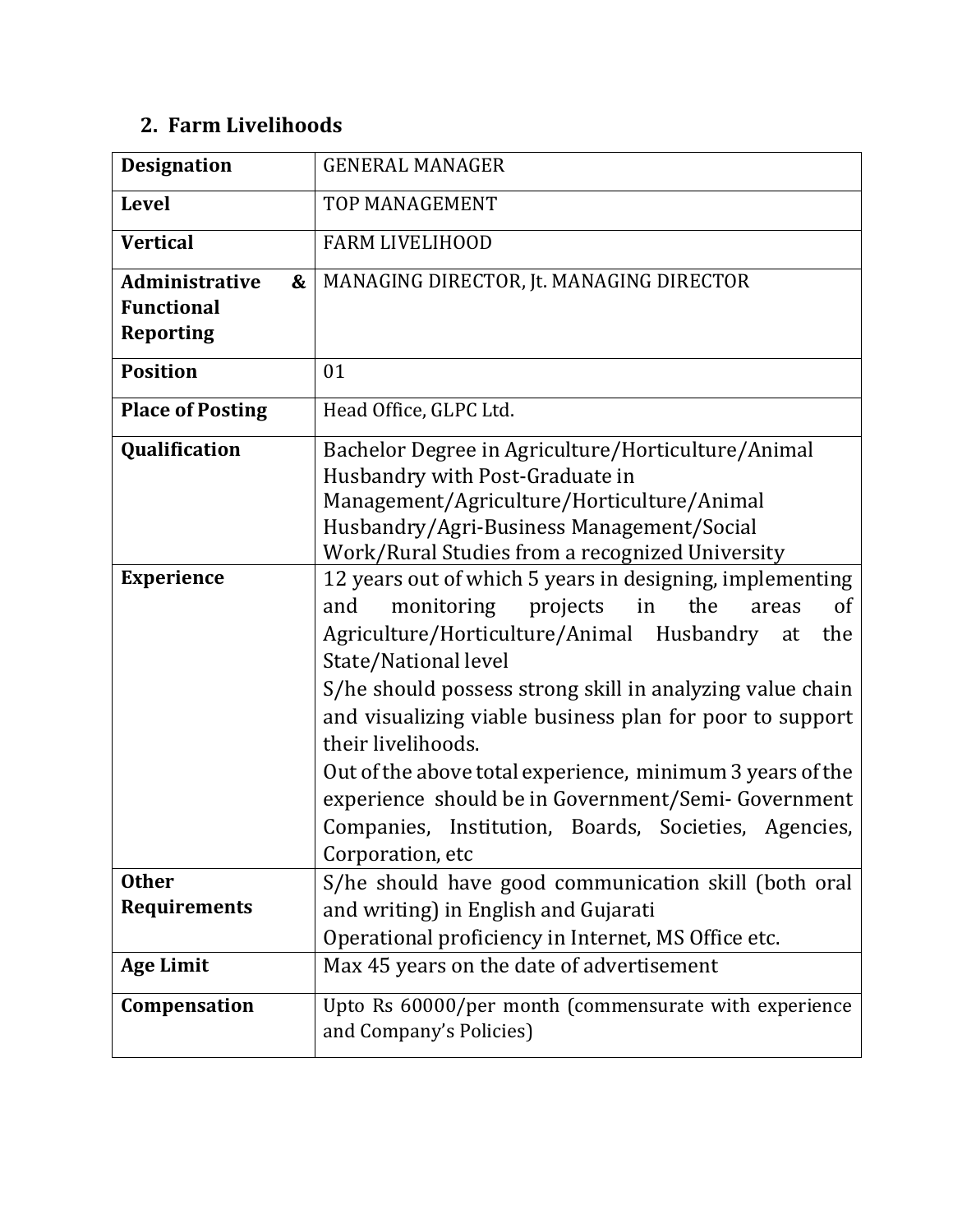## 2. Farm Livelihoods

| **Designation** | GENERAL MANAGER |
|---|---|
| **Level** | TOP MANAGEMENT |
| **Vertical** | FARM LIVELIHOOD |
| **Administrative & Functional Reporting** | MANAGING DIRECTOR, Jt. MANAGING DIRECTOR |
| **Position** | 01 |
| **Place of Posting** | Head Office, GLPC Ltd. |
| **Qualification** | Bachelor Degree in Agriculture/Horticulture/Animal Husbandry with Post-Graduate in Management/Agriculture/Horticulture/Animal Husbandry/Agri-Business Management/Social Work/Rural Studies from a recognized University |
| **Experience** | 12 years out of which 5 years in designing, implementing and monitoring projects in the areas of Agriculture/Horticulture/Animal Husbandry at the State/National level<br>S/he should possess strong skill in analyzing value chain and visualizing viable business plan for poor to support their livelihoods.<br>Out of the above total experience, minimum 3 years of the experience should be in Government/Semi- Government Companies, Institution, Boards, Societies, Agencies, Corporation, etc |
| **Other Requirements** | S/he should have good communication skill (both oral and writing) in English and Gujarati<br>Operational proficiency in Internet, MS Office etc. |
| **Age Limit** | Max 45 years on the date of advertisement |
| **Compensation** | Upto Rs 60000/per month (commensurate with experience and Company's Policies) |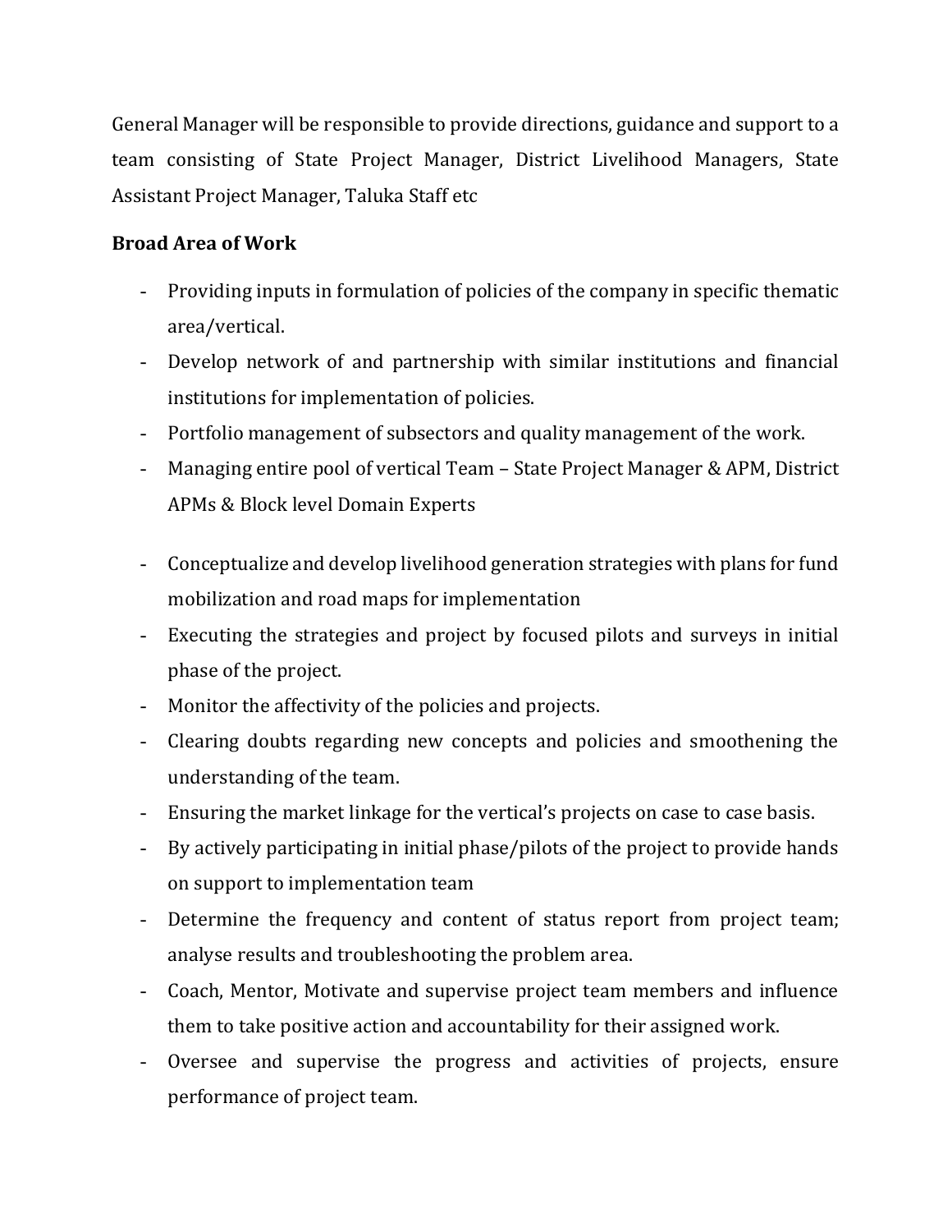General Manager will be responsible to provide directions, guidance and support to a team consisting of State Project Manager, District Livelihood Managers, State Assistant Project Manager, Taluka Staff etc

**Broad Area of Work**

- Providing inputs in formulation of policies of the company in specific thematic area/vertical.
- Develop network of and partnership with similar institutions and financial institutions for implementation of policies.
- Portfolio management of subsectors and quality management of the work.
- Managing entire pool of vertical Team – State Project Manager & APM, District APMs & Block level Domain Experts
- Conceptualize and develop livelihood generation strategies with plans for fund mobilization and road maps for implementation
- Executing the strategies and project by focused pilots and surveys in initial phase of the project.
- Monitor the affectivity of the policies and projects.
- Clearing doubts regarding new concepts and policies and smoothening the understanding of the team.
- Ensuring the market linkage for the vertical's projects on case to case basis.
- By actively participating in initial phase/pilots of the project to provide hands on support to implementation team
- Determine the frequency and content of status report from project team; analyse results and troubleshooting the problem area.
- Coach, Mentor, Motivate and supervise project team members and influence them to take positive action and accountability for their assigned work.
- Oversee and supervise the progress and activities of projects, ensure performance of project team.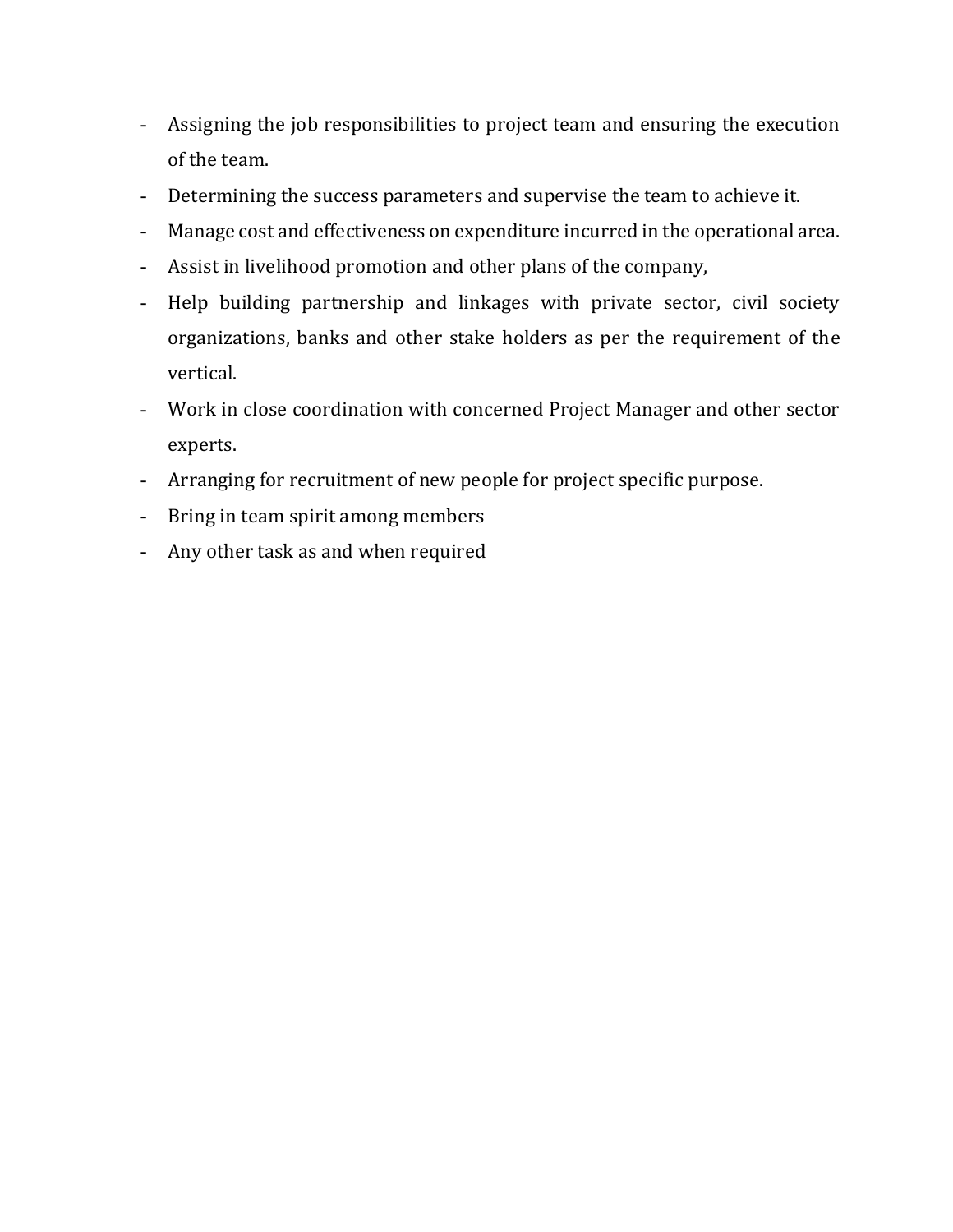- Assigning the job responsibilities to project team and ensuring the execution of the team.
- Determining the success parameters and supervise the team to achieve it.
- Manage cost and effectiveness on expenditure incurred in the operational area.
- Assist in livelihood promotion and other plans of the company,
- Help building partnership and linkages with private sector, civil society organizations, banks and other stake holders as per the requirement of the vertical.
- Work in close coordination with concerned Project Manager and other sector experts.
- Arranging for recruitment of new people for project specific purpose.
- Bring in team spirit among members
- Any other task as and when required